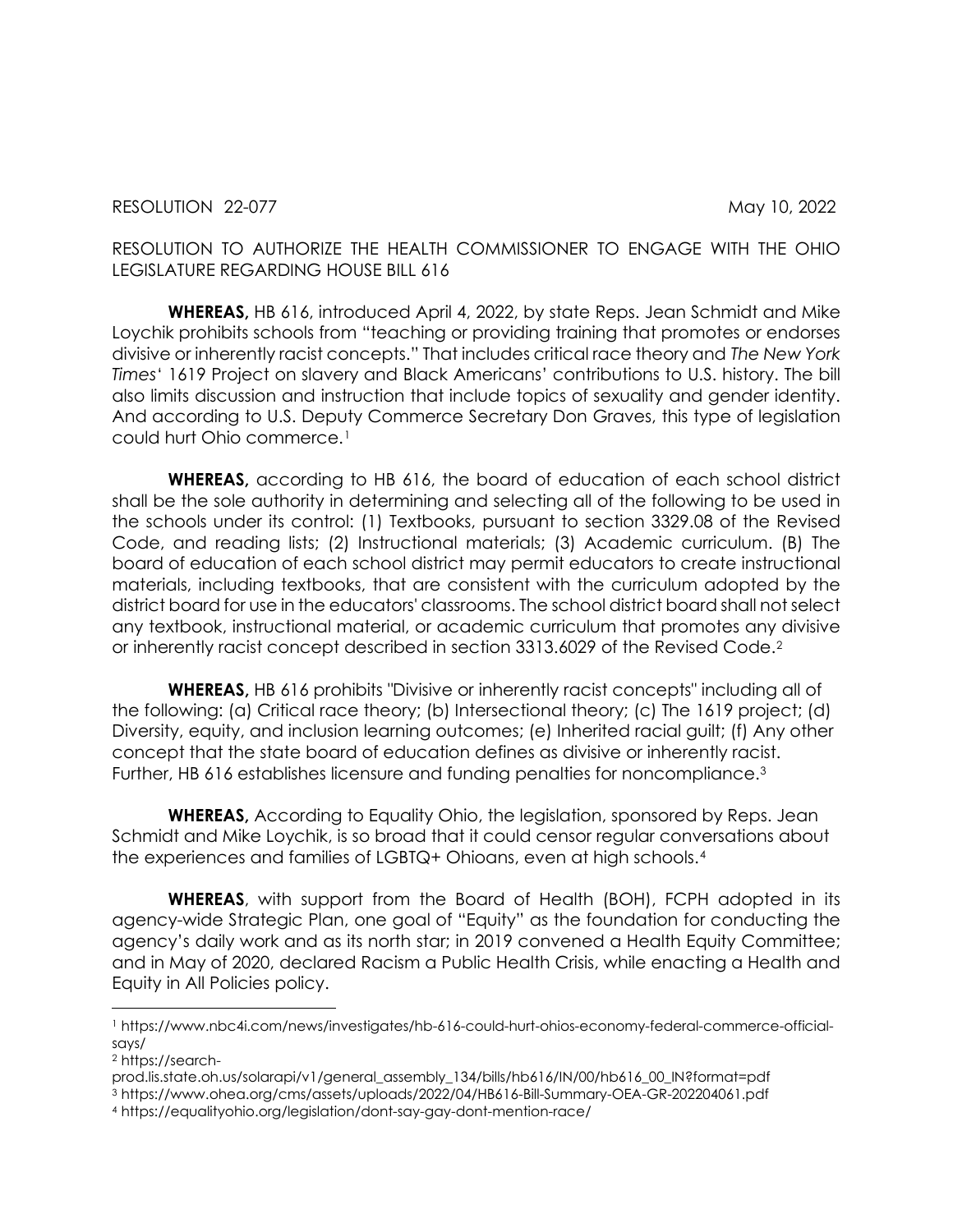RESOLUTION 22-077 May 10, 2022

RESOLUTION TO AUTHORIZE THE HEALTH COMMISSIONER TO ENGAGE WITH THE OHIO LEGISLATURE REGARDING HOUSE BILL 616

**WHEREAS,** HB 616, introduced April 4, 2022, by state Reps. Jean Schmidt and Mike Loychik prohibits schools from "teaching or providing training that promotes or endorses divisive or inherently racist concepts." That includes critical race theory and *The New York Times*' 1619 Project on slavery and Black Americans' contributions to U.S. history. The bill also limits discussion and instruction that include topics of sexuality and gender identity. And according to U.S. Deputy Commerce Secretary Don Graves, this type of legislation could hurt Ohio commerce.[1]

**WHEREAS,** according to HB 616, the board of education of each school district shall be the sole authority in determining and selecting all of the following to be used in the schools under its control: (1) Textbooks, pursuant to section 3329.08 of the Revised Code, and reading lists; (2) Instructional materials; (3) Academic curriculum. (B) The board of education of each school district may permit educators to create instructional materials, including textbooks, that are consistent with the curriculum adopted by the district board for use in the educators' classrooms. The school district board shall not select any textbook, instructional material, or academic curriculum that promotes any divisive or inherently racist concept described in section 3313.6029 of the Revised Code.[2]

**WHEREAS,** HB 616 prohibits "Divisive or inherently racist concepts" including all of the following: (a) Critical race theory; (b) Intersectional theory; (c) The 1619 project; (d) Diversity, equity, and inclusion learning outcomes; (e) Inherited racial guilt; (f) Any other concept that the state board of education defines as divisive or inherently racist. Further, HB 616 establishes licensure and funding penalties for noncompliance.[3]

**WHEREAS,** According to Equality Ohio, the legislation, sponsored by Reps. Jean Schmidt and Mike Loychik, is so broad that it could censor regular conversations about the experiences and families of LGBTQ+ Ohioans, even at high schools.[4]

**WHEREAS**, with support from the Board of Health (BOH), FCPH adopted in its agency-wide Strategic Plan, one goal of "Equity" as the foundation for conducting the agency's daily work and as its north star; in 2019 convened a Health Equity Committee; and in May of 2020, declared Racism a Public Health Crisis, while enacting a Health and Equity in All Policies policy.

---

[1] https://www.nbc4i.com/news/investigates/hb-616-could-hurt-ohios-economy-federal-commerce-official-says/

[2] https://search-prod.lis.state.oh.us/solarapi/v1/general_assembly_134/bills/hb616/IN/00/hb616_00_IN?format=pdf

[3] https://www.ohea.org/cms/assets/uploads/2022/04/HB616-Bill-Summary-OEA-GR-202204061.pdf

[4] https://equalityohio.org/legislation/dont-say-gay-dont-mention-race/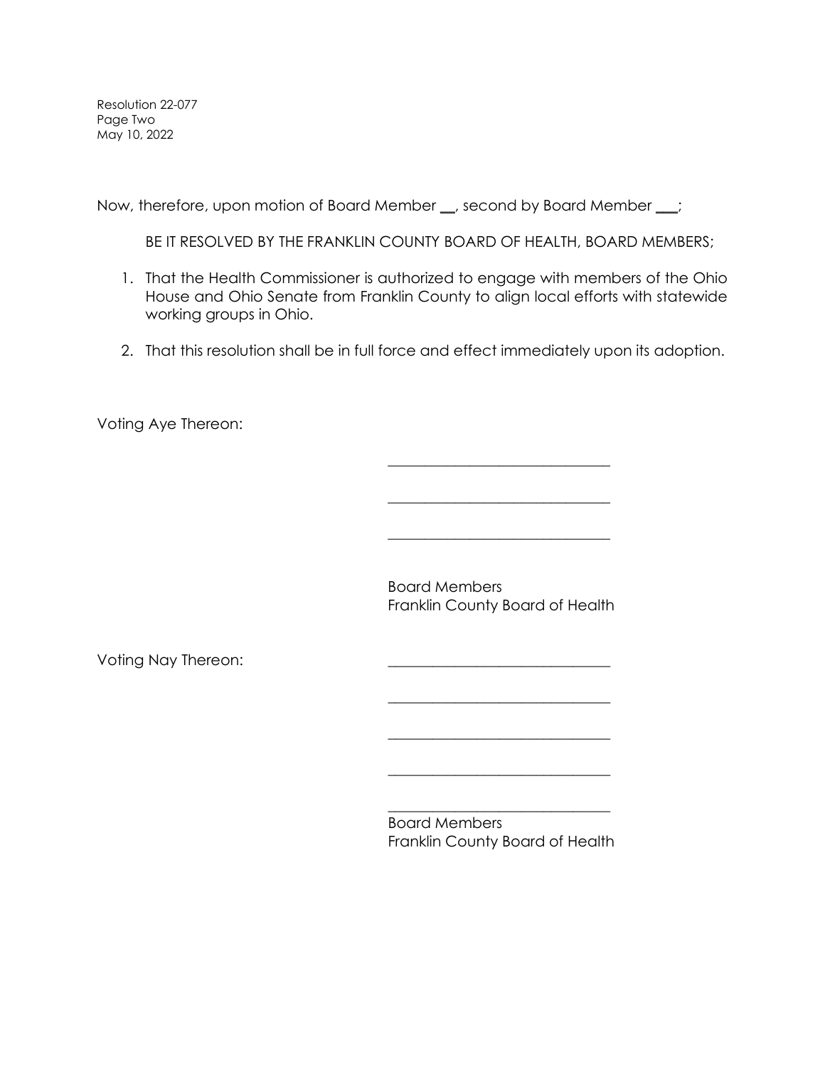Resolution 22-077
Page Two
May 10, 2022

Now, therefore, upon motion of Board Member __, second by Board Member ___;

BE IT RESOLVED BY THE FRANKLIN COUNTY BOARD OF HEALTH, BOARD MEMBERS;

1. That the Health Commissioner is authorized to engage with members of the Ohio House and Ohio Senate from Franklin County to align local efforts with statewide working groups in Ohio.

2. That this resolution shall be in full force and effect immediately upon its adoption.

Voting Aye Thereon:

______________________________

______________________________

______________________________

Board Members
Franklin County Board of Health

Voting Nay Thereon:

______________________________

______________________________

______________________________

______________________________

______________________________

Board Members
Franklin County Board of Health